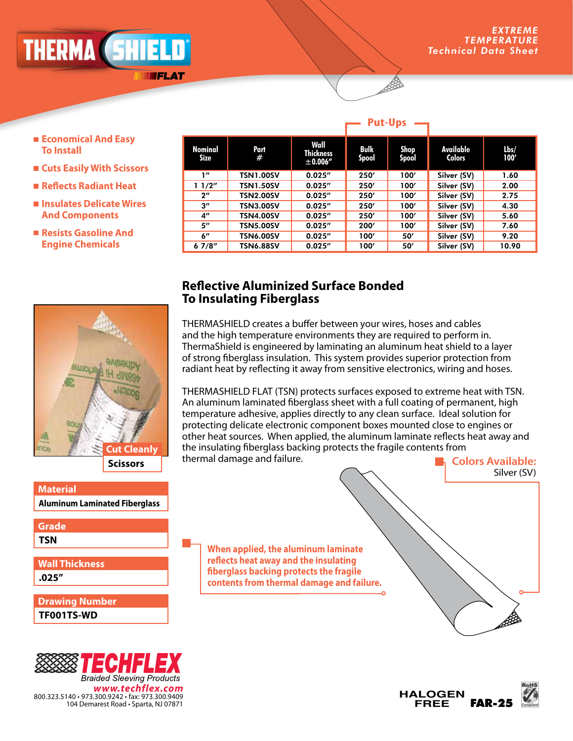# THERMA SHIELD FLAT

*EXTREME TEMPERATURE Technical Data Sheet*

- Economical And Easy To Install
- Cuts Easily With Scissors
- Reflects Radiant Heat
- Insulates Delicate Wires And Components
- Resists Gasoline And Engine Chemicals

| Nominal Size | Part # | Wall Thickness ±0.006" | Put-Ups: Bulk Spool | Put-Ups: Shop Spool | Available Colors | Lbs/ 100' |
|---|---|---|---|---|---|---|
| 1" | TSN1.00SV | 0.025" | 250' | 100' | Silver (SV) | 1.60 |
| 1 1/2" | TSN1.50SV | 0.025" | 250' | 100' | Silver (SV) | 2.00 |
| 2" | TSN2.00SV | 0.025" | 250' | 100' | Silver (SV) | 2.75 |
| 3" | TSN3.00SV | 0.025" | 250' | 100' | Silver (SV) | 4.30 |
| 4" | TSN4.00SV | 0.025" | 250' | 100' | Silver (SV) | 5.60 |
| 5" | TSN5.00SV | 0.025" | 200' | 100' | Silver (SV) | 7.60 |
| 6" | TSN6.00SV | 0.025" | 100' | 50' | Silver (SV) | 9.20 |
| 6 7/8" | TSN6.88SV | 0.025" | 100' | 50' | Silver (SV) | 10.90 |

## Reflective Aluminized Surface Bonded To Insulating Fiberglass

THERMASHIELD creates a buffer between your wires, hoses and cables and the high temperature environments they are required to perform in. ThermaShield is engineered by laminating an aluminum heat shield to a layer of strong fiberglass insulation. This system provides superior protection from radiant heat by reflecting it away from sensitive electronics, wiring and hoses.

THERMASHIELD FLAT (TSN) protects surfaces exposed to extreme heat with TSN. An aluminum laminated fiberglass sheet with a full coating of permanent, high temperature adhesive, applies directly to any clean surface. Ideal solution for protecting delicate electronic component boxes mounted close to engines or other heat sources. When applied, the aluminum laminate reflects heat away and the insulating fiberglass backing protects the fragile contents from thermal damage and failure.

Cut Cleanly Scissors

**Colors Available:** Silver (SV)

**When applied, the aluminum laminate reflects heat away and the insulating fiberglass backing protects the fragile contents from thermal damage and failure.**

**Material**
Aluminum Laminated Fiberglass

**Grade**
TSN

**Wall Thickness**
.025"

**Drawing Number**
TF001TS-WD

TECHFLEX Braided Sleeving Products
www.techflex.com
800.323.5140 • 973.300.9242 • fax: 973.300.9409
104 Demarest Road • Sparta, NJ 07871

HALOGEN FREE FAR-25 RoHS Compliant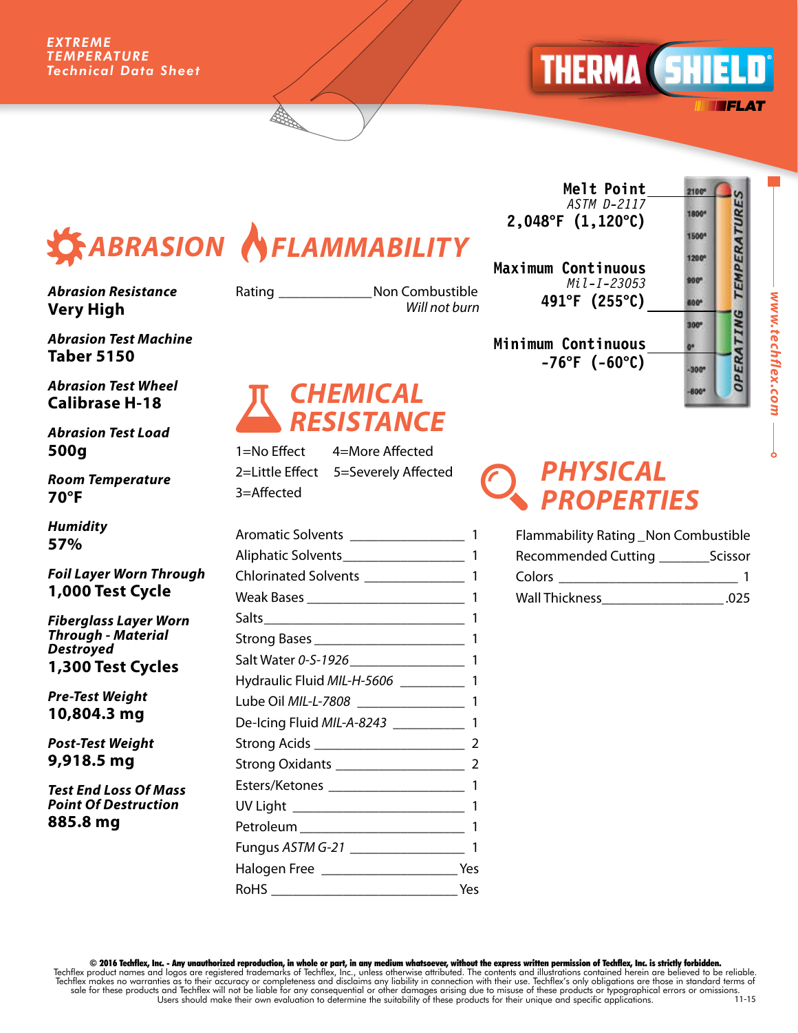*EXTREME TEMPERATURE Technical Data Sheet*

THERMA SHIELD®

FLAT

## ABRASION

***Abrasion Resistance***
**Very High**

***Abrasion Test Machine***
**Taber 5150**

***Abrasion Test Wheel***
**Calibrase H-18**

***Abrasion Test Load***
**500g**

***Room Temperature***
**70°F**

***Humidity***
**57%**

***Foil Layer Worn Through***
**1,000 Test Cycle**

***Fiberglass Layer Worn Through - Material Destroyed***
**1,300 Test Cycles**

***Pre-Test Weight***
**10,804.3 mg**

***Post-Test Weight***
**9,918.5 mg**

***Test End Loss Of Mass Point Of Destruction***
**885.8 mg**

## FLAMMABILITY

Rating _____________ Non Combustible
*Will not burn*

**Melt Point**
*ASTM D-2117*
**2,048°F (1,120°C)**

**Maximum Continuous**
*Mil-I-23053*
**491°F (255°C)**

**Minimum Continuous**
**-76°F (-60°C)**

OPERATING TEMPERATURES

2100°
1800°
1500°
1200°
900°
600°
300°
0°
-300°
-600°

## CHEMICAL RESISTANCE

1=No Effect
2=Little Effect
3=Affected
4=More Affected
5=Severely Affected

| | |
|---|---|
| Aromatic Solvents | 1 |
| Aliphatic Solvents | 1 |
| Chlorinated Solvents | 1 |
| Weak Bases | 1 |
| Salts | 1 |
| Strong Bases | 1 |
| Salt Water *0-S-1926* | 1 |
| Hydraulic Fluid *MIL-H-5606* | 1 |
| Lube Oil *MIL-L-7808* | 1 |
| De-Icing Fluid *MIL-A-8243* | 1 |
| Strong Acids | 2 |
| Strong Oxidants | 2 |
| Esters/Ketones | 1 |
| UV Light | 1 |
| Petroleum | 1 |
| Fungus *ASTM G-21* | 1 |
| Halogen Free | Yes |
| RoHS | Yes |

## PHYSICAL PROPERTIES

| | |
|---|---|
| Flammability Rating | Non Combustible |
| Recommended Cutting | Scissor |
| Colors | 1 |
| Wall Thickness | .025 |

www.techflex.com

**© 2016 Techflex, Inc. - Any unauthorized reproduction, in whole or part, in any medium whatsoever, without the express written permission of Techflex, Inc. is strictly forbidden.**
Techflex product names and logos are registered trademarks of Techflex, Inc., unless otherwise attributed. The contents and illustrations contained herein are believed to be reliable. Techflex makes no warranties as to their accuracy or completeness and disclaims any liability in connection with their use. Techflex's only obligations are those in standard terms of sale for these products and Techflex will not be liable for any consequential or other damages arising due to misuse of these products or typographical errors or omissions. Users should make their own evaluation to determine the suitability of these products for their unique and specific applications.

11-15